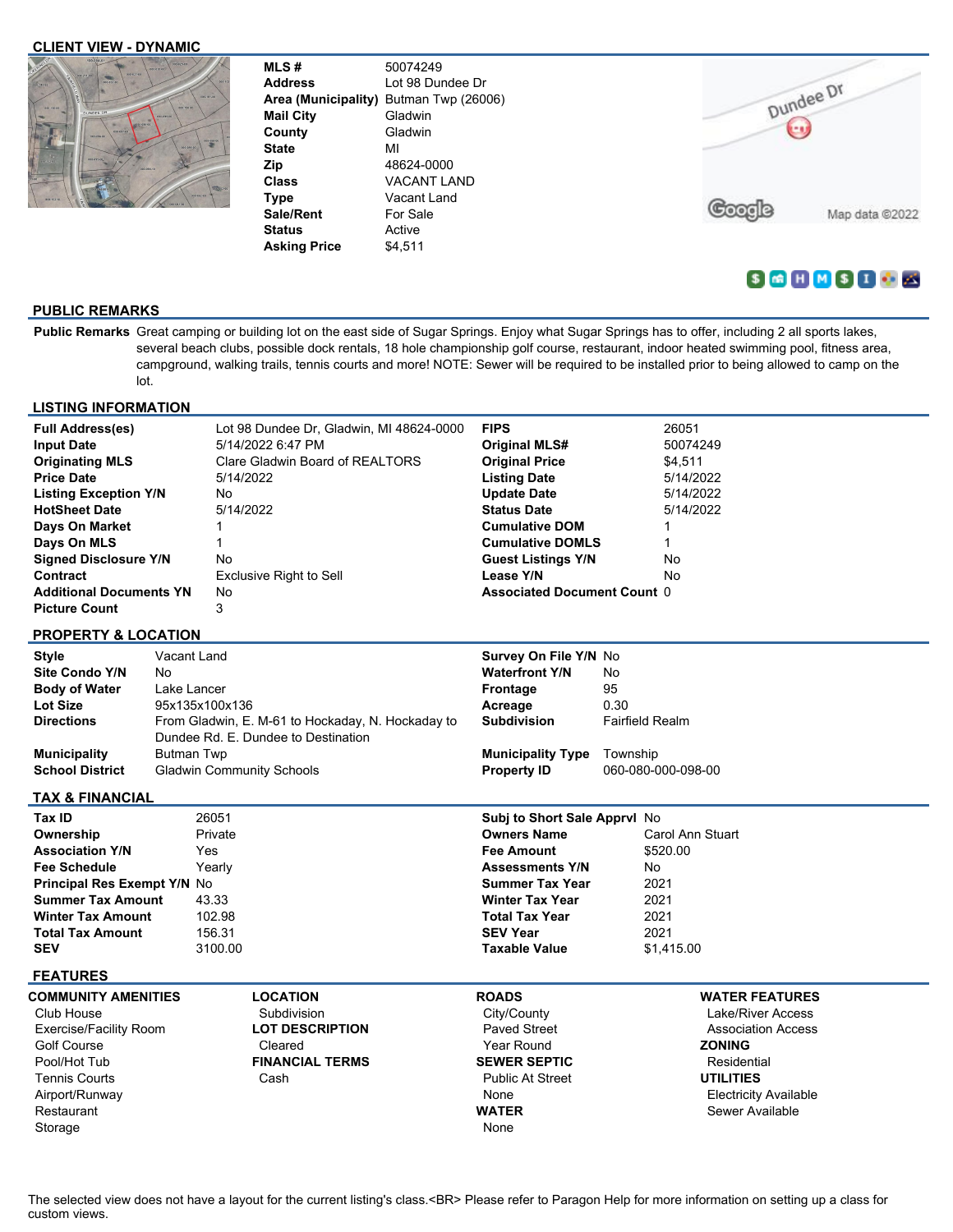## CLIENT VIEW - DYNAMIC

| | |
|---|---|
| **MLS #** | 50074249 |
| **Address** | Lot 98 Dundee Dr |
| **Area (Municipality)** | Butman Twp (26006) |
| **Mail City** | Gladwin |
| **County** | Gladwin |
| **State** | MI |
| **Zip** | 48624-0000 |
| **Class** | VACANT LAND |
| **Type** | Vacant Land |
| **Sale/Rent** | For Sale |
| **Status** | Active |
| **Asking Price** | $4,511 |

## PUBLIC REMARKS

**Public Remarks** Great camping or building lot on the east side of Sugar Springs. Enjoy what Sugar Springs has to offer, including 2 all sports lakes, several beach clubs, possible dock rentals, 18 hole championship golf course, restaurant, indoor heated swimming pool, fitness area, campground, walking trails, tennis courts and more! NOTE: Sewer will be required to be installed prior to being allowed to camp on the lot.

## LISTING INFORMATION

| | | | |
|---|---|---|---|
| **Full Address(es)** | Lot 98 Dundee Dr, Gladwin, MI 48624-0000 | **FIPS** | 26051 |
| **Input Date** | 5/14/2022 6:47 PM | **Original MLS#** | 50074249 |
| **Originating MLS** | Clare Gladwin Board of REALTORS | **Original Price** | $4,511 |
| **Price Date** | 5/14/2022 | **Listing Date** | 5/14/2022 |
| **Listing Exception Y/N** | No | **Update Date** | 5/14/2022 |
| **HotSheet Date** | 5/14/2022 | **Status Date** | 5/14/2022 |
| **Days On Market** | 1 | **Cumulative DOM** | 1 |
| **Days On MLS** | 1 | **Cumulative DOMLS** | 1 |
| **Signed Disclosure Y/N** | No | **Guest Listings Y/N** | No |
| **Contract** | Exclusive Right to Sell | **Lease Y/N** | No |
| **Additional Documents YN** | No | **Associated Document Count** | 0 |
| **Picture Count** | 3 | | |

## PROPERTY & LOCATION

| | | | |
|---|---|---|---|
| **Style** | Vacant Land | **Survey On File Y/N** | No |
| **Site Condo Y/N** | No | **Waterfront Y/N** | No |
| **Body of Water** | Lake Lancer | **Frontage** | 95 |
| **Lot Size** | 95x135x100x136 | **Acreage** | 0.30 |
| **Directions** | From Gladwin, E. M-61 to Hockaday, N. Hockaday to Dundee Rd. E. Dundee to Destination | **Subdivision** | Fairfield Realm |
| **Municipality** | Butman Twp | **Municipality Type** | Township |
| **School District** | Gladwin Community Schools | **Property ID** | 060-080-000-098-00 |

## TAX & FINANCIAL

| | | | |
|---|---|---|---|
| **Tax ID** | 26051 | **Subj to Short Sale Apprvl** | No |
| **Ownership** | Private | **Owners Name** | Carol Ann Stuart |
| **Association Y/N** | Yes | **Fee Amount** | $520.00 |
| **Fee Schedule** | Yearly | **Assessments Y/N** | No |
| **Principal Res Exempt Y/N** | No | **Summer Tax Year** | 2021 |
| **Summer Tax Amount** | 43.33 | **Winter Tax Year** | 2021 |
| **Winter Tax Amount** | 102.98 | **Total Tax Year** | 2021 |
| **Total Tax Amount** | 156.31 | **SEV Year** | 2021 |
| **SEV** | 3100.00 | **Taxable Value** | $1,415.00 |

## FEATURES

**COMMUNITY AMENITIES**
- Club House
- Exercise/Facility Room
- Golf Course
- Pool/Hot Tub
- Tennis Courts
- Airport/Runway
- Restaurant
- Storage

**LOCATION**
- Subdivision

**LOT DESCRIPTION**
- Cleared

**FINANCIAL TERMS**
- Cash

**ROADS**
- City/County
- Paved Street
- Year Round

**SEWER SEPTIC**
- Public At Street
- None

**WATER**
- None

**WATER FEATURES**
- Lake/River Access
- Association Access

**ZONING**
- Residential

**UTILITIES**
- Electricity Available
- Sewer Available

The selected view does not have a layout for the current listing's class.<BR> Please refer to Paragon Help for more information on setting up a class for custom views.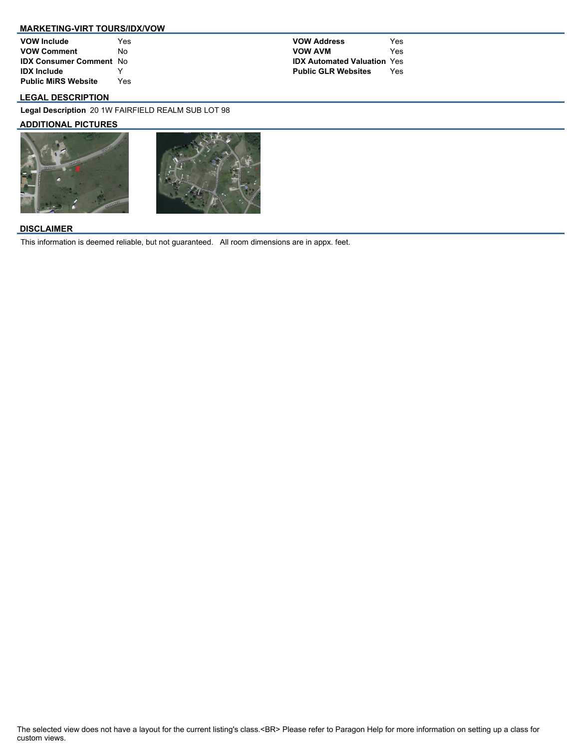## MARKETING-VIRT TOURS/IDX/VOW

| | | | |
|---|---|---|---|
| **VOW Include** | Yes | **VOW Address** | Yes |
| **VOW Comment** | No | **VOW AVM** | Yes |
| **IDX Consumer Comment** | No | **IDX Automated Valuation** | Yes |
| **IDX Include** | Y | **Public GLR Websites** | Yes |
| **Public MiRS Website** | Yes | | |

## LEGAL DESCRIPTION

**Legal Description** 20 1W FAIRFIELD REALM SUB LOT 98

## ADDITIONAL PICTURES

## DISCLAIMER

This information is deemed reliable, but not guaranteed. All room dimensions are in appx. feet.

The selected view does not have a layout for the current listing's class.<BR> Please refer to Paragon Help for more information on setting up a class for custom views.